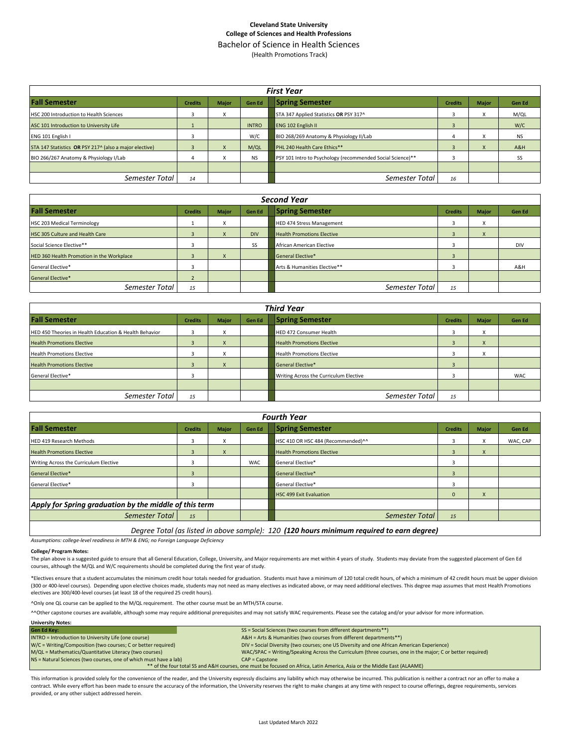**Cleveland State University**
**College of Sciences and Health Professions**

# Bachelor of Science in Health Sciences

(Health Promotions Track)

## First Year

| Fall Semester | Credits | Major | Gen Ed | Spring Semester | Credits | Major | Gen Ed |
|---|---|---|---|---|---|---|---|
| HSC 200 Introduction to Health Sciences | 3 | X | | STA 347 Applied Statistics **OR** PSY 317^ | 3 | X | M/QL |
| ASC 101 Introduction to University Life | 1 | | INTRO | ENG 102 English II | 3 | | W/C |
| ENG 101 English I | 3 | | W/C | BIO 268/269 Anatomy & Physiology II/Lab | 4 | X | NS |
| STA 147 Statistics **OR** PSY 217^ (also a major elective) | 3 | X | M/QL | PHL 240 Health Care Ethics** | 3 | X | A&H |
| BIO 266/267 Anatomy & Physiology I/Lab | 4 | X | NS | PSY 101 Intro to Psychology (recommended Social Science)** | 3 | | SS |
| | | | | | | | |
| *Semester Total* | *14* | | | *Semester Total* | *16* | | |

## Second Year

| Fall Semester | Credits | Major | Gen Ed | Spring Semester | Credits | Major | Gen Ed |
|---|---|---|---|---|---|---|---|
| HSC 203 Medical Terminology | 1 | X | | HED 474 Stress Management | 3 | X | |
| HSC 305 Culture and Health Care | 3 | X | DIV | Health Promotions Elective | 3 | X | |
| Social Science Elective** | 3 | | SS | African American Elective | 3 | | DIV |
| HED 360 Health Promotion in the Workplace | 3 | X | | General Elective* | 3 | | |
| General Elective* | 3 | | | Arts & Humanities Elective** | 3 | | A&H |
| General Elective* | 2 | | | | | | |
| *Semester Total* | *15* | | | *Semester Total* | *15* | | |

## Third Year

| Fall Semester | Credits | Major | Gen Ed | Spring Semester | Credits | Major | Gen Ed |
|---|---|---|---|---|---|---|---|
| HED 450 Theories in Health Education & Health Behavior | 3 | X | | HED 472 Consumer Health | 3 | X | |
| Health Promotions Elective | 3 | X | | Health Promotions Elective | 3 | X | |
| Health Promotions Elective | 3 | X | | Health Promotions Elective | 3 | X | |
| Health Promotions Elective | 3 | X | | General Elective* | 3 | | |
| General Elective* | 3 | | | Writing Across the Curriculum Elective | 3 | | WAC |
| | | | | | | | |
| *Semester Total* | *15* | | | *Semester Total* | *15* | | |

## Fourth Year

| Fall Semester | Credits | Major | Gen Ed | Spring Semester | Credits | Major | Gen Ed |
|---|---|---|---|---|---|---|---|
| HED 419 Research Methods | 3 | X | | HSC 410 OR HSC 484 (Recommended)^^ | 3 | X | WAC, CAP |
| Health Promotions Elective | 3 | X | | Health Promotions Elective | 3 | X | |
| Writing Across the Curriculum Elective | 3 | | WAC | General Elective* | 3 | | |
| General Elective* | 3 | | | General Elective* | 3 | | |
| General Elective* | 3 | | | General Elective* | 3 | | |
| | | | | HSC 499 Exit Evaluation | 0 | X | |
| *Apply for Spring graduation by the middle of this term* | | | | | | | |
| *Semester Total* | *15* | | | *Semester Total* | *15* | | |

*Degree Total (as listed in above sample): 120* ***(120 hours minimum required to earn degree)***

*Assumptions: college-level readiness in MTH & ENG; no Foreign Language Deficiency*

**College/ Program Notes:**

The plan above is a suggested guide to ensure that all General Education, College, University, and Major requirements are met within 4 years of study. Students may deviate from the suggested placement of Gen Ed courses, although the M/QL and W/C requirements should be completed during the first year of study.

*Electives ensure that a student accumulates the minimum credit hour totals needed for graduation. Students must have a minimum of 120 total credit hours, of which a minimum of 42 credit hours must be upper division (300 or 400-level courses). Depending upon elective choices made, students may not need as many electives as indicated above, or may need additional electives. This degree map assumes that most Health Promotions electives are 300/400-level courses (at least 18 of the required 25 credit hours).

^Only one QL course can be applied to the M/QL requirement. The other course must be an MTH/STA course.

^^Other capstone courses are available, although some may require additional prerequisites and may not satisfy WAC requirements. Please see the catalog and/or your advisor for more information.

**University Notes:**

| Gen Ed Key: | |
|---|---|
| INTRO = Introduction to University Life (one course) | SS = Social Sciences (two courses from different departments**) |
| W/C = Writing/Composition (two courses; C or better required) | A&H = Arts & Humanities (two courses from different departments**) |
| M/QL = Mathematics/Quantitative Literacy (two courses) | DIV = Social Diversity (two courses; one US Diversity and one African American Experience) |
| NS = Natural Sciences (two courses, one of which must have a lab) | WAC/SPAC = Writing/Speaking Across the Curriculum (three courses, one in the major; C or better required) |
| | CAP = Capstone |
| ** of the four total SS and A&H courses, one must be focused on Africa, Latin America, Asia or the Middle East (ALAAME) | |

This information is provided solely for the convenience of the reader, and the University expressly disclaims any liability which may otherwise be incurred. This publication is neither a contract nor an offer to make a contract. While every effort has been made to ensure the accuracy of the information, the University reserves the right to make changes at any time with respect to course offerings, degree requirements, services provided, or any other subject addressed herein.

Last Updated March 2022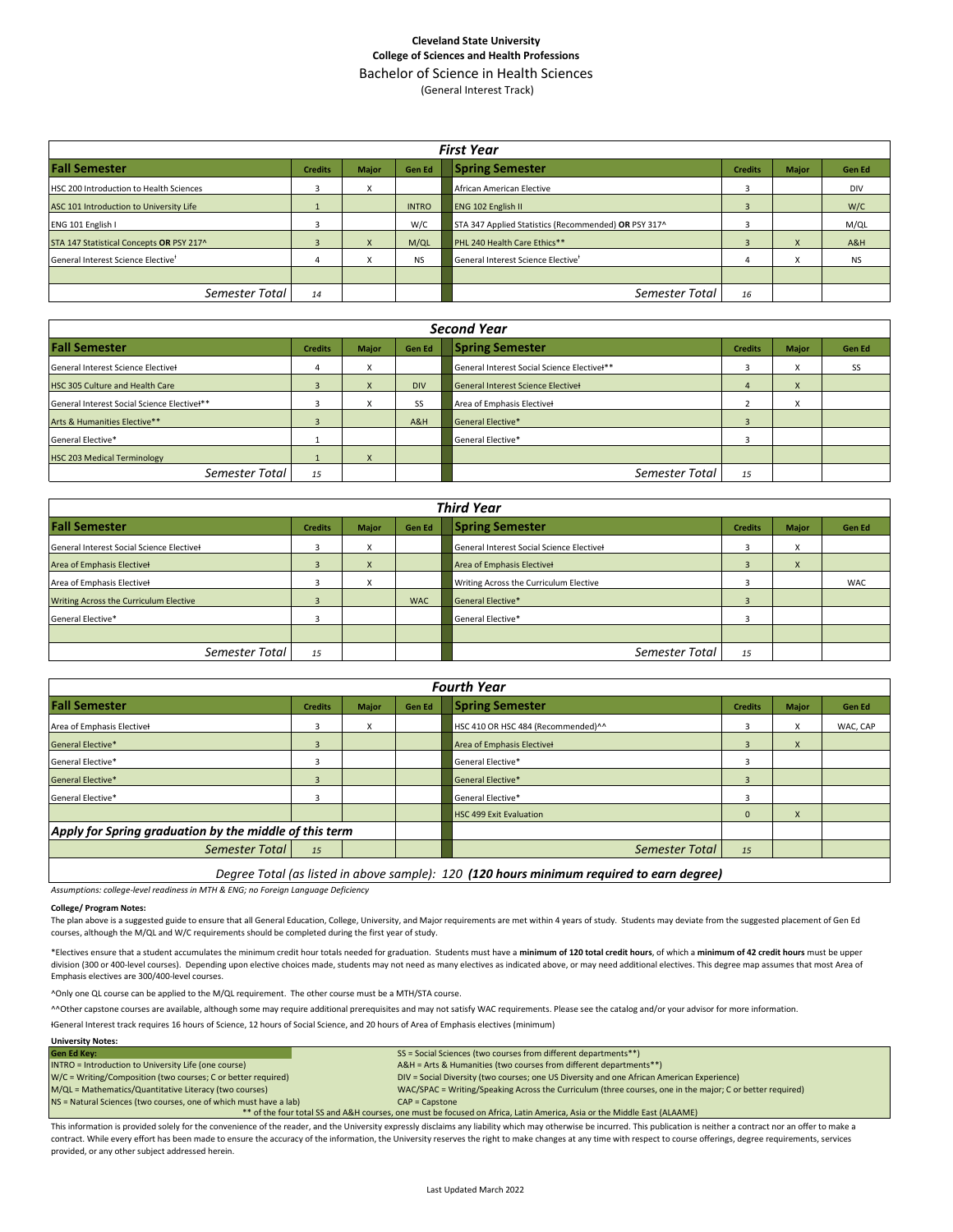**Cleveland State University**
**College of Sciences and Health Professions**

# Bachelor of Science in Health Sciences

(General Interest Track)

## First Year

| Fall Semester | Credits | Major | Gen Ed | Spring Semester | Credits | Major | Gen Ed |
|---|---|---|---|---|---|---|---|
| HSC 200 Introduction to Health Sciences | 3 | X | | African American Elective | 3 | | DIV |
| ASC 101 Introduction to University Life | 1 | | INTRO | ENG 102 English II | 3 | | W/C |
| ENG 101 English I | 3 | | W/C | STA 347 Applied Statistics (Recommended) **OR** PSY 317^ | 3 | | M/QL |
| STA 147 Statistical Concepts **OR** PSY 217^ | 3 | X | M/QL | PHL 240 Health Care Ethics** | 3 | X | A&H |
| General Interest Science Elective ł | 4 | X | NS | General Interest Science Elective ł | 4 | X | NS |
| | | | | | | | |
| *Semester Total* | *14* | | | *Semester Total* | *16* | | |

## Second Year

| Fall Semester | Credits | Major | Gen Ed | Spring Semester | Credits | Major | Gen Ed |
|---|---|---|---|---|---|---|---|
| General Interest Science Electiveł | 4 | X | | General Interest Social Science Electiveł** | 3 | X | SS |
| HSC 305 Culture and Health Care | 3 | X | DIV | General Interest Science Electiveł | 4 | X | |
| General Interest Social Science Electiveł** | 3 | X | SS | Area of Emphasis Electiveł | 2 | X | |
| Arts & Humanities Elective** | 3 | | A&H | General Elective* | 3 | | |
| General Elective* | 1 | | | General Elective* | 3 | | |
| HSC 203 Medical Terminology | 1 | X | | | | | |
| *Semester Total* | *15* | | | *Semester Total* | *15* | | |

## Third Year

| Fall Semester | Credits | Major | Gen Ed | Spring Semester | Credits | Major | Gen Ed |
|---|---|---|---|---|---|---|---|
| General Interest Social Science Electiveł | 3 | X | | General Interest Social Science Electiveł | 3 | X | |
| Area of Emphasis Electiveł | 3 | X | | Area of Emphasis Electiveł | 3 | X | |
| Area of Emphasis Electiveł | 3 | X | | Writing Across the Curriculum Elective | 3 | | WAC |
| Writing Across the Curriculum Elective | 3 | | WAC | General Elective* | 3 | | |
| General Elective* | 3 | | | General Elective* | 3 | | |
| | | | | | | | |
| *Semester Total* | *15* | | | *Semester Total* | *15* | | |

## Fourth Year

| Fall Semester | Credits | Major | Gen Ed | Spring Semester | Credits | Major | Gen Ed |
|---|---|---|---|---|---|---|---|
| Area of Emphasis Electiveł | 3 | X | | HSC 410 OR HSC 484 (Recommended)^^ | 3 | X | WAC, CAP |
| General Elective* | 3 | | | Area of Emphasis Electiveł | 3 | X | |
| General Elective* | 3 | | | General Elective* | 3 | | |
| General Elective* | 3 | | | General Elective* | 3 | | |
| General Elective* | 3 | | | General Elective* | 3 | | |
| | | | | HSC 499 Exit Evaluation | 0 | X | |
| ***Apply for Spring graduation by the middle of this term*** | | | | | | | |
| *Semester Total* | *15* | | | *Semester Total* | *15* | | |

*Degree Total (as listed in above sample): 120* ***(120 hours minimum required to earn degree)***

*Assumptions: college-level readiness in MTH & ENG; no Foreign Language Deficiency*

**College/ Program Notes:**

The plan above is a suggested guide to ensure that all General Education, College, University, and Major requirements are met within 4 years of study. Students may deviate from the suggested placement of Gen Ed courses, although the M/QL and W/C requirements should be completed during the first year of study.

*Electives ensure that a student accumulates the minimum credit hour totals needed for graduation. Students must have a **minimum of 120 total credit hours**, of which a **minimum of 42 credit hours** must be upper division (300 or 400-level courses). Depending upon elective choices made, students may not need as many electives as indicated above, or may need additional electives. This degree map assumes that most Area of Emphasis electives are 300/400-level courses.

^Only one QL course can be applied to the M/QL requirement. The other course must be a MTH/STA course.

^^Other capstone courses are available, although some may require additional prerequisites and may not satisfy WAC requirements. Please see the catalog and/or your advisor for more information.

łGeneral Interest track requires 16 hours of Science, 12 hours of Social Science, and 20 hours of Area of Emphasis electives (minimum)

**University Notes:**

| Gen Ed Key: | |
|---|---|
| INTRO = Introduction to University Life (one course) | SS = Social Sciences (two courses from different departments**) |
| W/C = Writing/Composition (two courses; C or better required) | A&H = Arts & Humanities (two courses from different departments**) |
| M/QL = Mathematics/Quantitative Literacy (two courses) | DIV = Social Diversity (two courses; one US Diversity and one African American Experience) |
| NS = Natural Sciences (two courses, one of which must have a lab) | WAC/SPAC = Writing/Speaking Across the Curriculum (three courses, one in the major; C or better required) |
| | CAP = Capstone |

** of the four total SS and A&H courses, one must be focused on Africa, Latin America, Asia or the Middle East (ALAAME)

This information is provided solely for the convenience of the reader, and the University expressly disclaims any liability which may otherwise be incurred. This publication is neither a contract nor an offer to make a contract. While every effort has been made to ensure the accuracy of the information, the University reserves the right to make changes at any time with respect to course offerings, degree requirements, services provided, or any other subject addressed herein.

Last Updated March 2022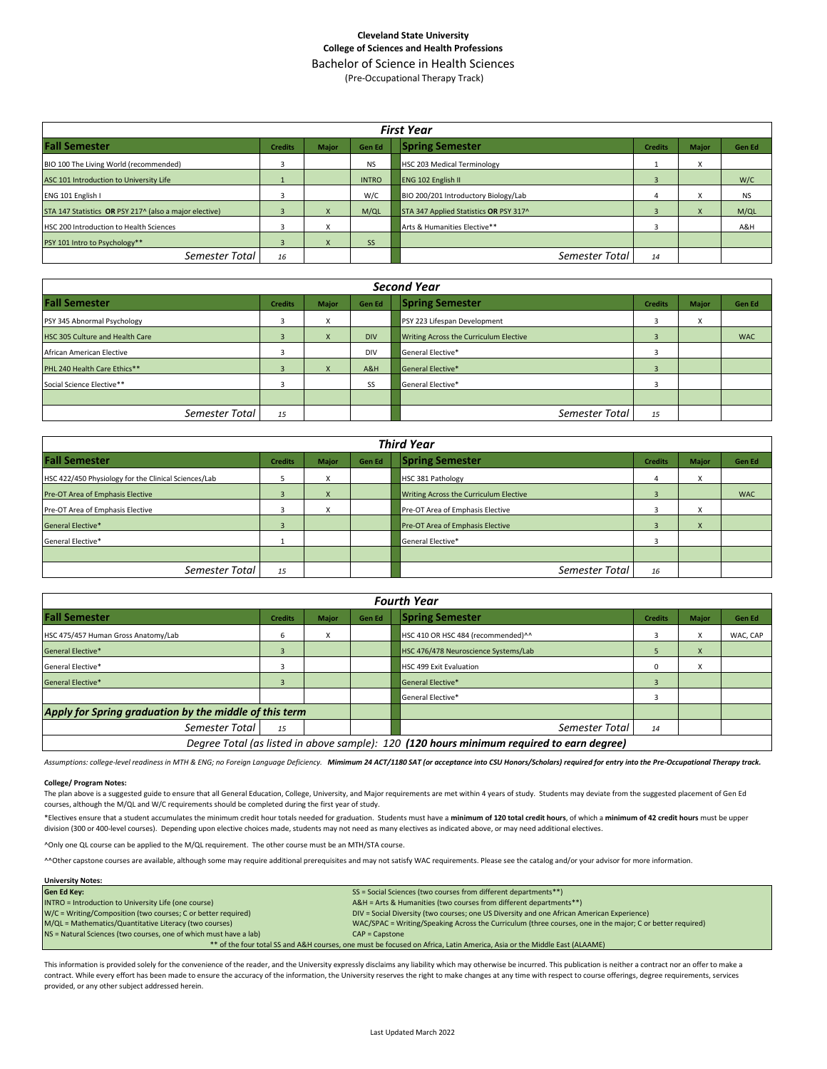**Cleveland State University**
**College of Sciences and Health Professions**

# Bachelor of Science in Health Sciences

(Pre-Occupational Therapy Track)

## First Year

| Fall Semester | Credits | Major | Gen Ed | Spring Semester | Credits | Major | Gen Ed |
|---|---|---|---|---|---|---|---|
| BIO 100 The Living World (recommended) | 3 | | NS | HSC 203 Medical Terminology | 1 | X | |
| ASC 101 Introduction to University Life | 1 | | INTRO | ENG 102 English II | 3 | | W/C |
| ENG 101 English I | 3 | | W/C | BIO 200/201 Introductory Biology/Lab | 4 | X | NS |
| STA 147 Statistics **OR** PSY 217^ (also a major elective) | 3 | X | M/QL | STA 347 Applied Statistics **OR** PSY 317^ | 3 | X | M/QL |
| HSC 200 Introduction to Health Sciences | 3 | X | | Arts & Humanities Elective** | 3 | | A&H |
| PSY 101 Intro to Psychology** | 3 | X | SS | | | | |
| *Semester Total* | *16* | | | *Semester Total* | *14* | | |

## Second Year

| Fall Semester | Credits | Major | Gen Ed | Spring Semester | Credits | Major | Gen Ed |
|---|---|---|---|---|---|---|---|
| PSY 345 Abnormal Psychology | 3 | X | | PSY 223 Lifespan Development | 3 | X | |
| HSC 305 Culture and Health Care | 3 | X | DIV | Writing Across the Curriculum Elective | 3 | | WAC |
| African American Elective | 3 | | DIV | General Elective* | 3 | | |
| PHL 240 Health Care Ethics** | 3 | X | A&H | General Elective* | 3 | | |
| Social Science Elective** | 3 | | SS | General Elective* | 3 | | |
| | | | | | | | |
| *Semester Total* | *15* | | | *Semester Total* | *15* | | |

## Third Year

| Fall Semester | Credits | Major | Gen Ed | Spring Semester | Credits | Major | Gen Ed |
|---|---|---|---|---|---|---|---|
| HSC 422/450 Physiology for the Clinical Sciences/Lab | 5 | X | | HSC 381 Pathology | 4 | X | |
| Pre-OT Area of Emphasis Elective | 3 | X | | Writing Across the Curriculum Elective | 3 | | WAC |
| Pre-OT Area of Emphasis Elective | 3 | X | | Pre-OT Area of Emphasis Elective | 3 | X | |
| General Elective* | 3 | | | Pre-OT Area of Emphasis Elective | 3 | X | |
| General Elective* | 1 | | | General Elective* | 3 | | |
| | | | | | | | |
| *Semester Total* | *15* | | | *Semester Total* | *16* | | |

## Fourth Year

| Fall Semester | Credits | Major | Gen Ed | Spring Semester | Credits | Major | Gen Ed |
|---|---|---|---|---|---|---|---|
| HSC 475/457 Human Gross Anatomy/Lab | 6 | X | | HSC 410 OR HSC 484 (recommended)^^ | 3 | X | WAC, CAP |
| General Elective* | 3 | | | HSC 476/478 Neuroscience Systems/Lab | 5 | X | |
| General Elective* | 3 | | | HSC 499 Exit Evaluation | 0 | X | |
| General Elective* | 3 | | | General Elective* | 3 | | |
| | | | | General Elective* | 3 | | |
| ***Apply for Spring graduation by the middle of this term*** | | | | | | | |
| *Semester Total* | *15* | | | *Semester Total* | *14* | | |
| *Degree Total (as listed in above sample): 120* ***(120 hours minimum required to earn degree)*** | | | | | | | |

*Assumptions: college-level readiness in MTH & ENG; no Foreign Language Deficiency.* ***Mimimum 24 ACT/1180 SAT (or acceptance into CSU Honors/Scholars) required for entry into the Pre-Occupational Therapy track.***

**College/ Program Notes:**

The plan above is a suggested guide to ensure that all General Education, College, University, and Major requirements are met within 4 years of study. Students may deviate from the suggested placement of Gen Ed courses, although the M/QL and W/C requirements should be completed during the first year of study.

*Electives ensure that a student accumulates the minimum credit hour totals needed for graduation. Students must have a **minimum of 120 total credit hours**, of which a **minimum of 42 credit hours** must be upper division (300 or 400-level courses). Depending upon elective choices made, students may not need as many electives as indicated above, or may need additional electives.

^Only one QL course can be applied to the M/QL requirement. The other course must be an MTH/STA course.

^^Other capstone courses are available, although some may require additional prerequisites and may not satisfy WAC requirements. Please see the catalog and/or your advisor for more information.

**University Notes:**

| **Gen Ed Key:** | SS = Social Sciences (two courses from different departments**) |
|---|---|
| INTRO = Introduction to University Life (one course) | A&H = Arts & Humanities (two courses from different departments**) |
| W/C = Writing/Composition (two courses; C or better required) | DIV = Social Diversity (two courses; one US Diversity and one African American Experience) |
| M/QL = Mathematics/Quantitative Literacy (two courses) | WAC/SPAC = Writing/Speaking Across the Curriculum (three courses, one in the major; C or better required) |
| NS = Natural Sciences (two courses, one of which must have a lab) | CAP = Capstone |
| ** of the four total SS and A&H courses, one must be focused on Africa, Latin America, Asia or the Middle East (ALAAME) | |

This information is provided solely for the convenience of the reader, and the University expressly disclaims any liability which may otherwise be incurred. This publication is neither a contract nor an offer to make a contract. While every effort has been made to ensure the accuracy of the information, the University reserves the right to make changes at any time with respect to course offerings, degree requirements, services provided, or any other subject addressed herein.

Last Updated March 2022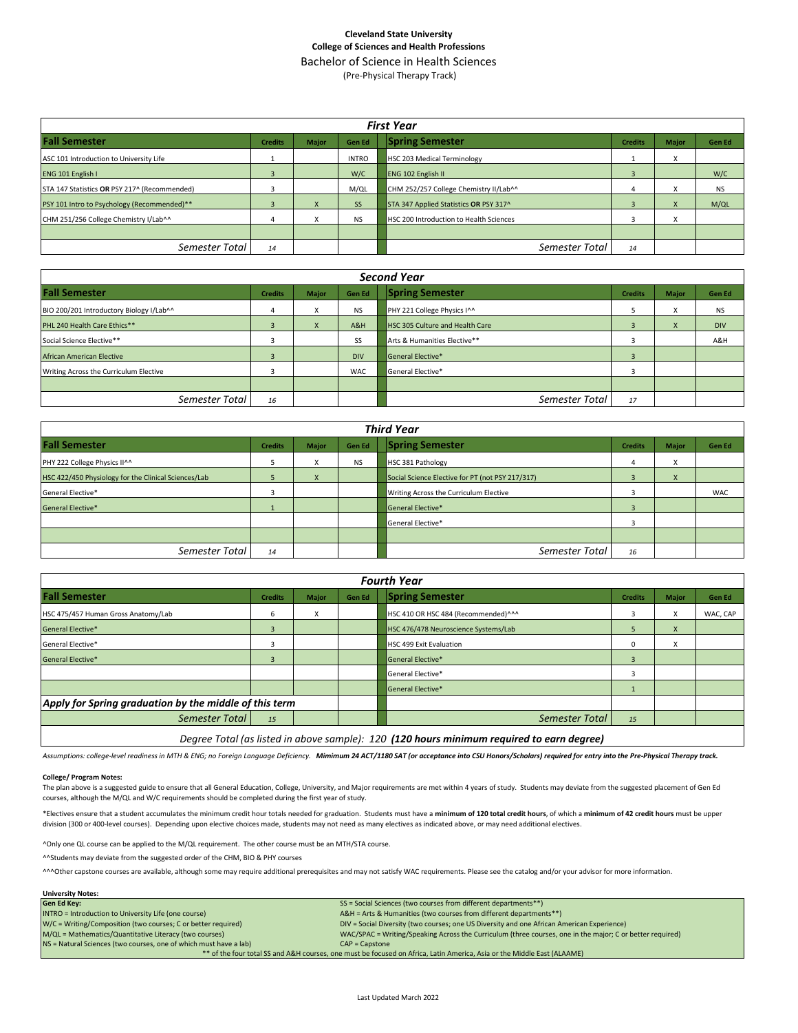**Cleveland State University**
**College of Sciences and Health Professions**
Bachelor of Science in Health Sciences
(Pre-Physical Therapy Track)

| ***First Year*** | | | | | | | |
|---|---|---|---|---|---|---|---|
| **Fall Semester** | **Credits** | **Major** | **Gen Ed** | **Spring Semester** | **Credits** | **Major** | **Gen Ed** |
| ASC 101 Introduction to University Life | 1 | | INTRO | HSC 203 Medical Terminology | 1 | X | |
| ENG 101 English I | 3 | | W/C | ENG 102 English II | 3 | | W/C |
| STA 147 Statistics **OR** PSY 217^ (Recommended) | 3 | | M/QL | CHM 252/257 College Chemistry II/Lab^^ | 4 | X | NS |
| PSY 101 Intro to Psychology (Recommended)** | 3 | X | SS | STA 347 Applied Statistics **OR** PSY 317^ | 3 | X | M/QL |
| CHM 251/256 College Chemistry I/Lab^^ | 4 | X | NS | HSC 200 Introduction to Health Sciences | 3 | X | |
| | | | | | | | |
| *Semester Total* | *14* | | | *Semester Total* | *14* | | |

| ***Second Year*** | | | | | | | |
|---|---|---|---|---|---|---|---|
| **Fall Semester** | **Credits** | **Major** | **Gen Ed** | **Spring Semester** | **Credits** | **Major** | **Gen Ed** |
| BIO 200/201 Introductory Biology I/Lab^^ | 4 | X | NS | PHY 221 College Physics I^^ | 5 | X | NS |
| PHL 240 Health Care Ethics** | 3 | X | A&H | HSC 305 Culture and Health Care | 3 | X | DIV |
| Social Science Elective** | 3 | | SS | Arts & Humanities Elective** | 3 | | A&H |
| African American Elective | 3 | | DIV | General Elective* | 3 | | |
| Writing Across the Curriculum Elective | 3 | | WAC | General Elective* | 3 | | |
| | | | | | | | |
| *Semester Total* | *16* | | | *Semester Total* | *17* | | |

| ***Third Year*** | | | | | | | |
|---|---|---|---|---|---|---|---|
| **Fall Semester** | **Credits** | **Major** | **Gen Ed** | **Spring Semester** | **Credits** | **Major** | **Gen Ed** |
| PHY 222 College Physics II^^ | 5 | X | NS | HSC 381 Pathology | 4 | X | |
| HSC 422/450 Physiology for the Clinical Sciences/Lab | 5 | X | | Social Science Elective for PT (not PSY 217/317) | 3 | X | |
| General Elective* | 3 | | | Writing Across the Curriculum Elective | 3 | | WAC |
| General Elective* | 1 | | | General Elective* | 3 | | |
| | | | | General Elective* | 3 | | |
| | | | | | | | |
| *Semester Total* | *14* | | | *Semester Total* | *16* | | |

| ***Fourth Year*** | | | | | | | |
|---|---|---|---|---|---|---|---|
| **Fall Semester** | **Credits** | **Major** | **Gen Ed** | **Spring Semester** | **Credits** | **Major** | **Gen Ed** |
| HSC 475/457 Human Gross Anatomy/Lab | 6 | X | | HSC 410 OR HSC 484 (Recommended)^^^ | 3 | X | WAC, CAP |
| General Elective* | 3 | | | HSC 476/478 Neuroscience Systems/Lab | 5 | X | |
| General Elective* | 3 | | | HSC 499 Exit Evaluation | 0 | X | |
| General Elective* | 3 | | | General Elective* | 3 | | |
| | | | | General Elective* | 3 | | |
| | | | | General Elective* | 1 | | |
| ***Apply for Spring graduation by the middle of this term*** | | | | | | | |
| *Semester Total* | *15* | | | *Semester Total* | *15* | | |
| *Degree Total (as listed in above sample): 120* ***(120 hours minimum required to earn degree)*** | | | | | | | |

*Assumptions: college-level readiness in MTH & ENG; no Foreign Language Deficiency.* ***Mimimum 24 ACT/1180 SAT (or acceptance into CSU Honors/Scholars) required for entry into the Pre-Physical Therapy track.***

**College/ Program Notes:**

The plan above is a suggested guide to ensure that all General Education, College, University, and Major requirements are met within 4 years of study. Students may deviate from the suggested placement of Gen Ed courses, although the M/QL and W/C requirements should be completed during the first year of study.

*Electives ensure that a student accumulates the minimum credit hour totals needed for graduation. Students must have a **minimum of 120 total credit hours**, of which a **minimum of 42 credit hours** must be upper division (300 or 400-level courses). Depending upon elective choices made, students may not need as many electives as indicated above, or may need additional electives.

^Only one QL course can be applied to the M/QL requirement. The other course must be an MTH/STA course.

^^Students may deviate from the suggested order of the CHM, BIO & PHY courses

^^^Other capstone courses are available, although some may require additional prerequisites and may not satisfy WAC requirements. Please see the catalog and/or your advisor for more information.

**University Notes:**

| **Gen Ed Key:** | SS = Social Sciences (two courses from different departments**) |
|---|---|
| INTRO = Introduction to University Life (one course) | A&H = Arts & Humanities (two courses from different departments**) |
| W/C = Writing/Composition (two courses; C or better required) | DIV = Social Diversity (two courses; one US Diversity and one African American Experience) |
| M/QL = Mathematics/Quantitative Literacy (two courses) | WAC/SPAC = Writing/Speaking Across the Curriculum (three courses, one in the major; C or better required) |
| NS = Natural Sciences (two courses, one of which must have a lab) | CAP = Capstone |

** of the four total SS and A&H courses, one must be focused on Africa, Latin America, Asia or the Middle East (ALAAME)

Last Updated March 2022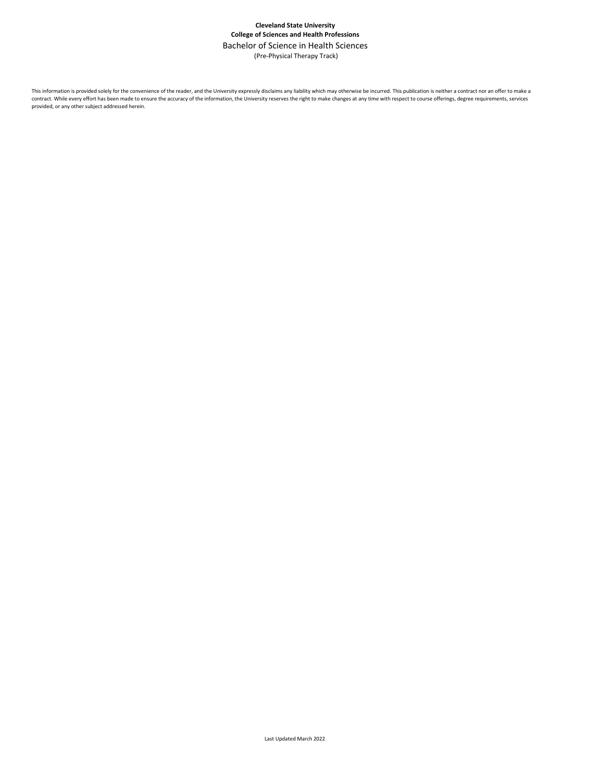**Cleveland State University**
**College of Sciences and Health Professions**
Bachelor of Science in Health Sciences
(Pre-Physical Therapy Track)

This information is provided solely for the convenience of the reader, and the University expressly disclaims any liability which may otherwise be incurred. This publication is neither a contract nor an offer to make a contract. While every effort has been made to ensure the accuracy of the information, the University reserves the right to make changes at any time with respect to course offerings, degree requirements, services provided, or any other subject addressed herein.

Last Updated March 2022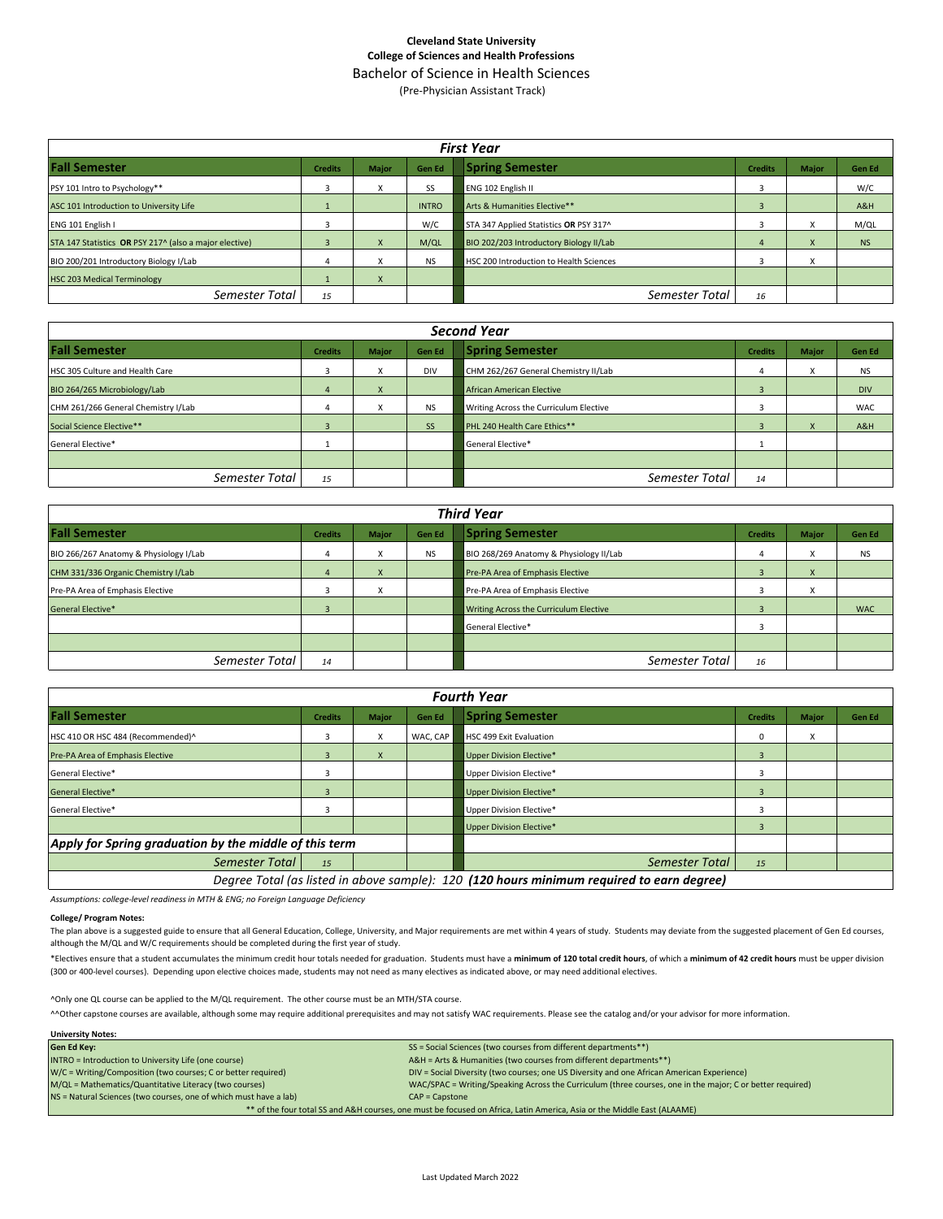**Cleveland State University**
**College of Sciences and Health Professions**
Bachelor of Science in Health Sciences
(Pre-Physician Assistant Track)

| *First Year* | | | | | | | |
|---|---|---|---|---|---|---|---|
| **Fall Semester** | **Credits** | **Major** | **Gen Ed** | **Spring Semester** | **Credits** | **Major** | **Gen Ed** |
| PSY 101 Intro to Psychology** | 3 | X | SS | ENG 102 English II | 3 | | W/C |
| ASC 101 Introduction to University Life | 1 | | INTRO | Arts & Humanities Elective** | 3 | | A&H |
| ENG 101 English I | 3 | | W/C | STA 347 Applied Statistics **OR** PSY 317^ | 3 | X | M/QL |
| STA 147 Statistics **OR** PSY 217^ (also a major elective) | 3 | X | M/QL | BIO 202/203 Introductory Biology II/Lab | 4 | X | NS |
| BIO 200/201 Introductory Biology I/Lab | 4 | X | NS | HSC 200 Introduction to Health Sciences | 3 | X | |
| HSC 203 Medical Terminology | 1 | X | | | | | |
| *Semester Total* | *15* | | | *Semester Total* | *16* | | |

| *Second Year* | | | | | | | |
|---|---|---|---|---|---|---|---|
| **Fall Semester** | **Credits** | **Major** | **Gen Ed** | **Spring Semester** | **Credits** | **Major** | **Gen Ed** |
| HSC 305 Culture and Health Care | 3 | X | DIV | CHM 262/267 General Chemistry II/Lab | 4 | X | NS |
| BIO 264/265 Microbiology/Lab | 4 | X | | African American Elective | 3 | | DIV |
| CHM 261/266 General Chemistry I/Lab | 4 | X | NS | Writing Across the Curriculum Elective | 3 | | WAC |
| Social Science Elective** | 3 | | SS | PHL 240 Health Care Ethics** | 3 | X | A&H |
| General Elective* | 1 | | | General Elective* | 1 | | |
| | | | | | | | |
| *Semester Total* | *15* | | | *Semester Total* | *14* | | |

| *Third Year* | | | | | | | |
|---|---|---|---|---|---|---|---|
| **Fall Semester** | **Credits** | **Major** | **Gen Ed** | **Spring Semester** | **Credits** | **Major** | **Gen Ed** |
| BIO 266/267 Anatomy & Physiology I/Lab | 4 | X | NS | BIO 268/269 Anatomy & Physiology II/Lab | 4 | X | NS |
| CHM 331/336 Organic Chemistry I/Lab | 4 | X | | Pre-PA Area of Emphasis Elective | 3 | X | |
| Pre-PA Area of Emphasis Elective | 3 | X | | Pre-PA Area of Emphasis Elective | 3 | X | |
| General Elective* | 3 | | | Writing Across the Curriculum Elective | 3 | | WAC |
| | | | | General Elective* | 3 | | |
| | | | | | | | |
| *Semester Total* | *14* | | | *Semester Total* | *16* | | |

| *Fourth Year* | | | | | | | |
|---|---|---|---|---|---|---|---|
| **Fall Semester** | **Credits** | **Major** | **Gen Ed** | **Spring Semester** | **Credits** | **Major** | **Gen Ed** |
| HSC 410 OR HSC 484 (Recommended)^ | 3 | X | WAC, CAP | HSC 499 Exit Evaluation | 0 | X | |
| Pre-PA Area of Emphasis Elective | 3 | X | | Upper Division Elective* | 3 | | |
| General Elective* | 3 | | | Upper Division Elective* | 3 | | |
| General Elective* | 3 | | | Upper Division Elective* | 3 | | |
| General Elective* | 3 | | | Upper Division Elective* | 3 | | |
| | | | | Upper Division Elective* | 3 | | |
| ***Apply for Spring graduation by the middle of this term*** | | | | | | | |
| *Semester Total* | *15* | | | *Semester Total* | *15* | | |
| *Degree Total (as listed in above sample): 120* ***(120 hours minimum required to earn degree)*** | | | | | | | |

*Assumptions: college-level readiness in MTH & ENG; no Foreign Language Deficiency*

**College/ Program Notes:**

The plan above is a suggested guide to ensure that all General Education, College, University, and Major requirements are met within 4 years of study. Students may deviate from the suggested placement of Gen Ed courses, although the M/QL and W/C requirements should be completed during the first year of study.

*Electives ensure that a student accumulates the minimum credit hour totals needed for graduation. Students must have a **minimum of 120 total credit hours**, of which a **minimum of 42 credit hours** must be upper division (300 or 400-level courses). Depending upon elective choices made, students may not need as many electives as indicated above, or may need additional electives.

^Only one QL course can be applied to the M/QL requirement. The other course must be an MTH/STA course.

^^Other capstone courses are available, although some may require additional prerequisites and may not satisfy WAC requirements. Please see the catalog and/or your advisor for more information.

**University Notes:**

| **Gen Ed Key:** | SS = Social Sciences (two courses from different departments**) |
|---|---|
| INTRO = Introduction to University Life (one course) | A&H = Arts & Humanities (two courses from different departments**) |
| W/C = Writing/Composition (two courses; C or better required) | DIV = Social Diversity (two courses; one US Diversity and one African American Experience) |
| M/QL = Mathematics/Quantitative Literacy (two courses) | WAC/SPAC = Writing/Speaking Across the Curriculum (three courses, one in the major; C or better required) |
| NS = Natural Sciences (two courses, one of which must have a lab) | CAP = Capstone |

** of the four total SS and A&H courses, one must be focused on Africa, Latin America, Asia or the Middle East (ALAAME)

Last Updated March 2022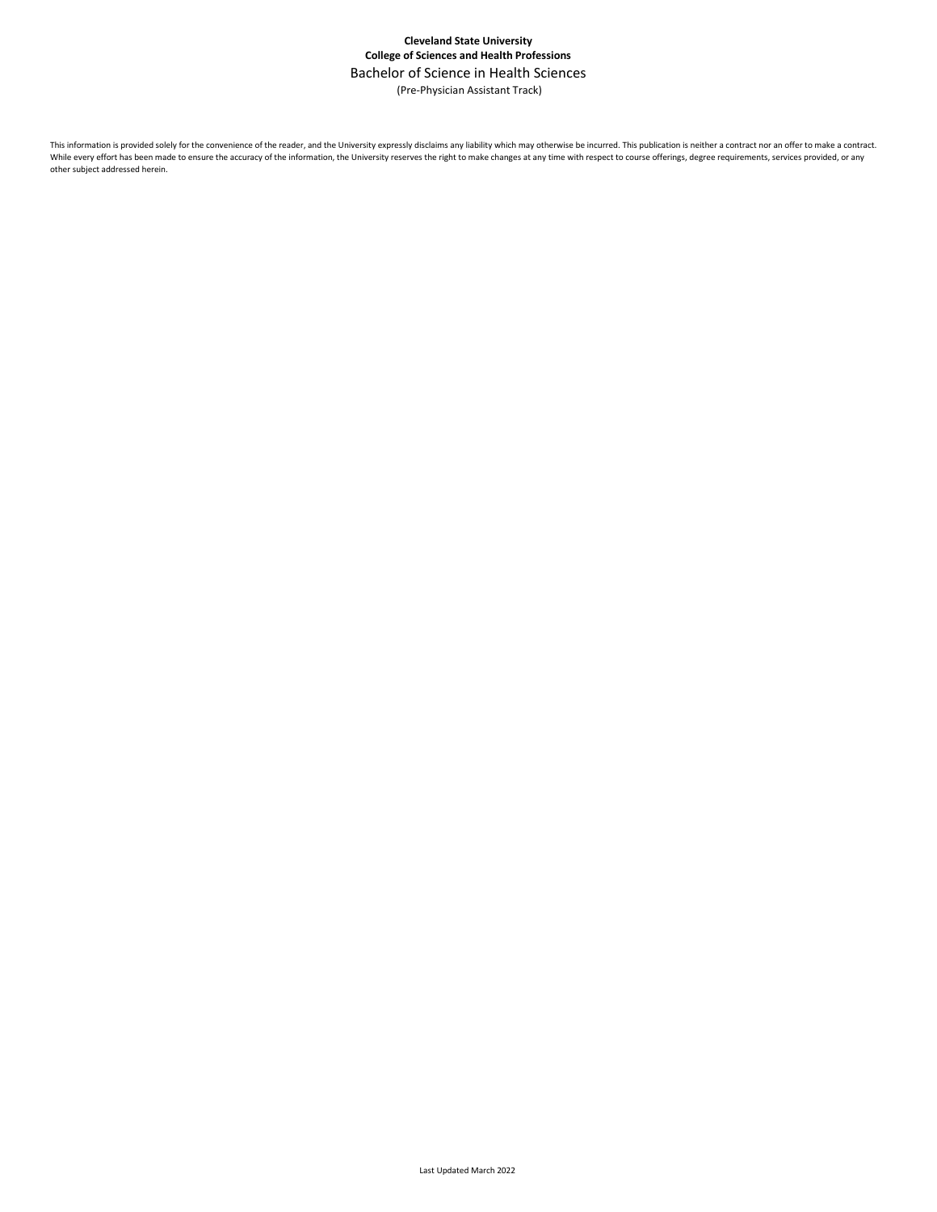**Cleveland State University**
**College of Sciences and Health Professions**

Bachelor of Science in Health Sciences

(Pre-Physician Assistant Track)

This information is provided solely for the convenience of the reader, and the University expressly disclaims any liability which may otherwise be incurred. This publication is neither a contract nor an offer to make a contract. While every effort has been made to ensure the accuracy of the information, the University reserves the right to make changes at any time with respect to course offerings, degree requirements, services provided, or any other subject addressed herein.

Last Updated March 2022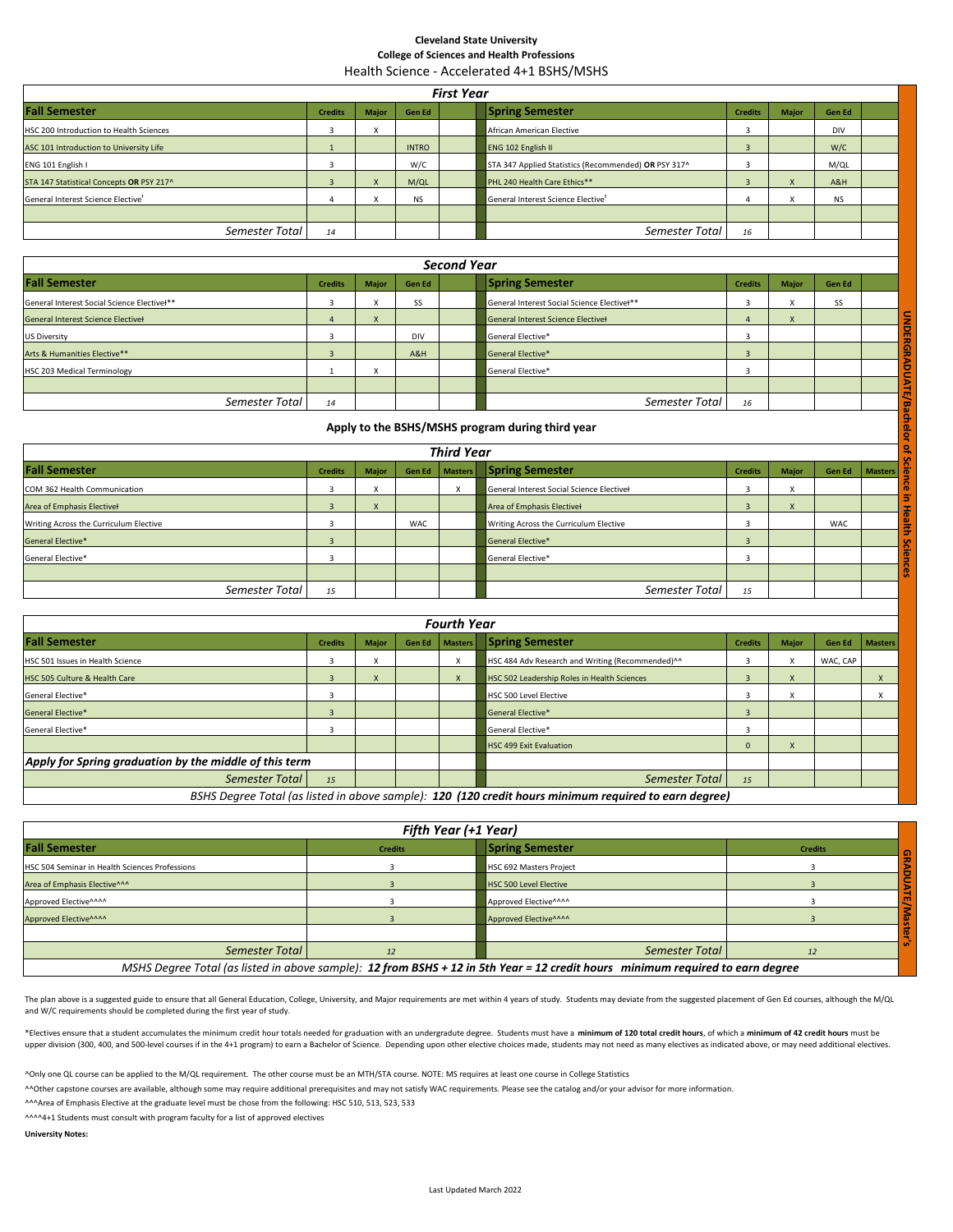**Cleveland State University**
**College of Sciences and Health Professions**
Health Science - Accelerated 4+1 BSHS/MSHS

## UNDERGRADUATE/Bachelor of Science in Health Sciences

### First Year

| Fall Semester | Credits | Major | Gen Ed | | Spring Semester | Credits | Major | Gen Ed | |
|---|---|---|---|---|---|---|---|---|---|
| HSC 200 Introduction to Health Sciences | 3 | X | | | African American Elective | 3 | | DIV | |
| ASC 101 Introduction to University Life | 1 | | INTRO | | ENG 102 English II | 3 | | W/C | |
| ENG 101 English I | 3 | | W/C | | STA 347 Applied Statistics (Recommended) **OR** PSY 317^ | 3 | | M/QL | |
| STA 147 Statistical Concepts **OR** PSY 217^ | 3 | X | M/QL | | PHL 240 Health Care Ethics** | 3 | X | A&H | |
| General Interest Science Elective' | 4 | X | NS | | General Interest Science Elective' | 4 | X | NS | |
| | | | | | | | | | |
| *Semester Total* | *14* | | | | *Semester Total* | *16* | | | |

### Second Year

| Fall Semester | Credits | Major | Gen Ed | | Spring Semester | Credits | Major | Gen Ed | |
|---|---|---|---|---|---|---|---|---|---|
| General Interest Social Science Electiveł** | 3 | X | SS | | General Interest Social Science Electiveł** | 3 | X | SS | |
| General Interest Science Electiveł | 4 | X | | | General Interest Science Electiveł | 4 | X | | |
| US Diversity | 3 | | DIV | | General Elective* | 3 | | | |
| Arts & Humanities Elective** | 3 | | A&H | | General Elective* | 3 | | | |
| HSC 203 Medical Terminology | 1 | X | | | General Elective* | 3 | | | |
| | | | | | | | | | |
| *Semester Total* | *14* | | | | *Semester Total* | *16* | | | |

**Apply to the BSHS/MSHS program during third year**

### Third Year

| Fall Semester | Credits | Major | Gen Ed | Masters | Spring Semester | Credits | Major | Gen Ed | Masters |
|---|---|---|---|---|---|---|---|---|---|
| COM 362 Health Communication | 3 | X | | X | General Interest Social Science Electiveł | 3 | X | | |
| Area of Emphasis Electiveł | 3 | X | | | Area of Emphasis Electiveł | 3 | X | | |
| Writing Across the Curriculum Elective | 3 | | WAC | | Writing Across the Curriculum Elective | 3 | | WAC | |
| General Elective* | 3 | | | | General Elective* | 3 | | | |
| General Elective* | 3 | | | | General Elective* | 3 | | | |
| | | | | | | | | | |
| *Semester Total* | *15* | | | | *Semester Total* | *15* | | | |

### Fourth Year

| Fall Semester | Credits | Major | Gen Ed | Masters | Spring Semester | Credits | Major | Gen Ed | Masters |
|---|---|---|---|---|---|---|---|---|---|
| HSC 501 Issues in Health Science | 3 | X | | X | HSC 484 Adv Research and Writing (Recommended)^^ | 3 | X | WAC, CAP | |
| HSC 505 Culture & Health Care | 3 | X | | X | HSC 502 Leadership Roles in Health Sciences | 3 | X | | X |
| General Elective* | 3 | | | | HSC 500 Level Elective | 3 | X | | X |
| General Elective* | 3 | | | | General Elective* | 3 | | | |
| General Elective* | 3 | | | | General Elective* | 3 | | | |
| | | | | | HSC 499 Exit Evaluation | 0 | X | | |
| ***Apply for Spring graduation by the middle of this term*** | | | | | | | | | |
| *Semester Total* | *15* | | | | *Semester Total* | *15* | | | |

*BSHS Degree Total (as listed in above sample):* ***120 (120 credit hours minimum required to earn degree)***

## GRADUATE/Master's

### Fifth Year (+1 Year)

| Fall Semester | Credits | Spring Semester | Credits |
|---|---|---|---|
| HSC 504 Seminar in Health Sciences Professions | 3 | HSC 692 Masters Project | 3 |
| Area of Emphasis Elective^^^ | 3 | HSC 500 Level Elective | 3 |
| Approved Elective^^^^ | 3 | Approved Elective^^^^ | 3 |
| Approved Elective^^^^ | 3 | Approved Elective^^^^ | 3 |
| | | | |
| *Semester Total* | *12* | *Semester Total* | *12* |

*MSHS Degree Total (as listed in above sample):* ***12 from BSHS + 12 in 5th Year = 12 credit hours minimum required to earn degree***

The plan above is a suggested guide to ensure that all General Education, College, University, and Major requirements are met within 4 years of study. Students may deviate from the suggested placement of Gen Ed courses, although the M/QL and W/C requirements should be completed during the first year of study.

*Electives ensure that a student accumulates the minimum credit hour totals needed for graduation with an undergradute degree. Students must have a **minimum of 120 total credit hours**, of which a **minimum of 42 credit hours** must be upper division (300, 400, and 500-level courses if in the 4+1 program) to earn a Bachelor of Science. Depending upon other elective choices made, students may not need as many electives as indicated above, or may need additional electives.

^Only one QL course can be applied to the M/QL requirement. The other course must be an MTH/STA course. NOTE: MS requires at least one course in College Statistics

^^Other capstone courses are available, although some may require additional prerequisites and may not satisfy WAC requirements. Please see the catalog and/or your advisor for more information.

^^^Area of Emphasis Elective at the graduate level must be chose from the following: HSC 510, 513, 523, 533

^^^^4+1 Students must consult with program faculty for a list of approved electives

**University Notes:**

Last Updated March 2022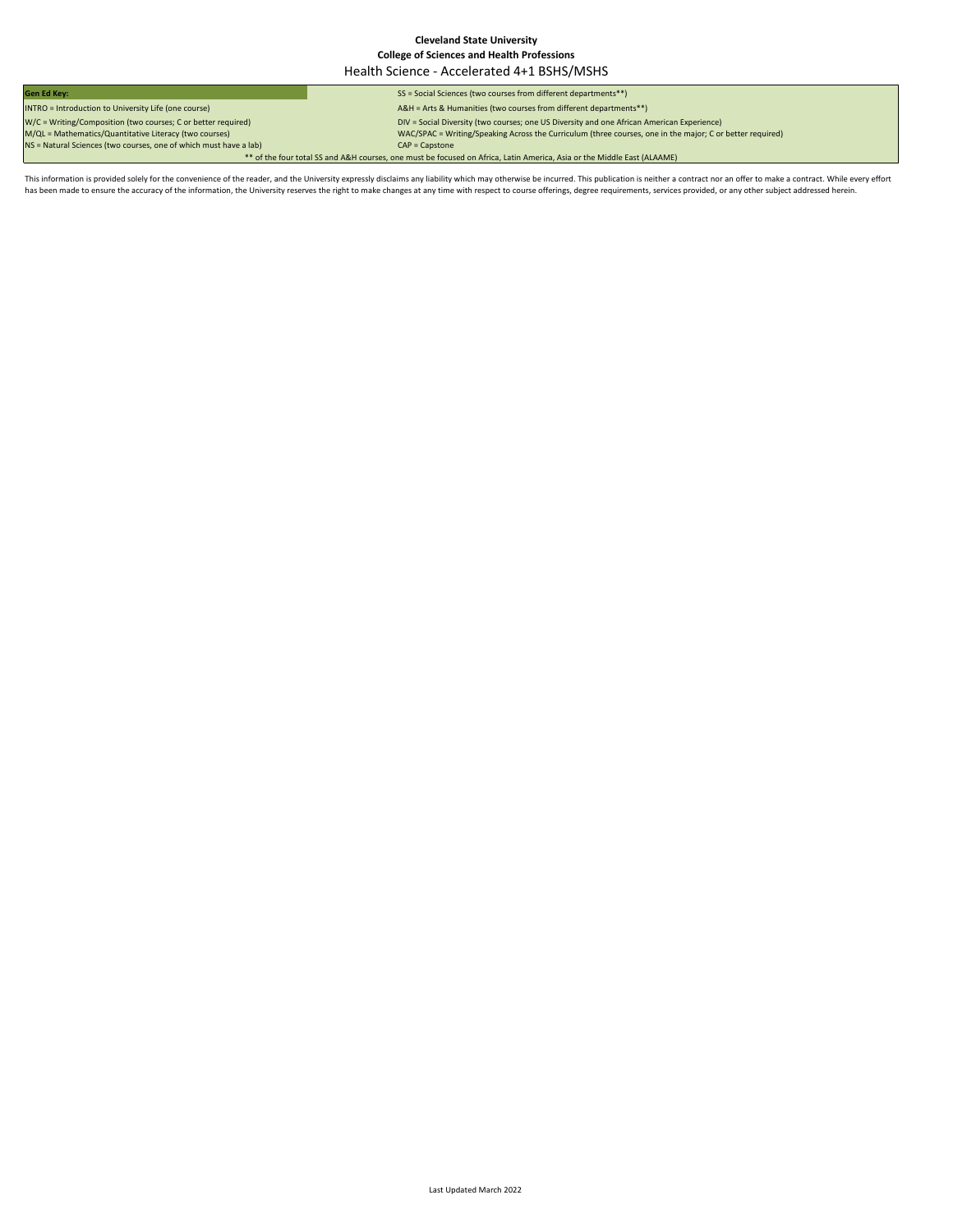**Cleveland State University**

**College of Sciences and Health Professions**

Health Science - Accelerated 4+1 BSHS/MSHS

| **Gen Ed Key:** | SS = Social Sciences (two courses from different departments**) |
|---|---|
| INTRO = Introduction to University Life (one course) | A&H = Arts & Humanities (two courses from different departments**) |
| W/C = Writing/Composition (two courses; C or better required) | DIV = Social Diversity (two courses; one US Diversity and one African American Experience) |
| M/QL = Mathematics/Quantitative Literacy (two courses) | WAC/SPAC = Writing/Speaking Across the Curriculum (three courses, one in the major; C or better required) |
| NS = Natural Sciences (two courses, one of which must have a lab) | CAP = Capstone |
| ** of the four total SS and A&H courses, one must be focused on Africa, Latin America, Asia or the Middle East (ALAAME) | |

This information is provided solely for the convenience of the reader, and the University expressly disclaims any liability which may otherwise be incurred. This publication is neither a contract nor an offer to make a contract. While every effort has been made to ensure the accuracy of the information, the University reserves the right to make changes at any time with respect to course offerings, degree requirements, services provided, or any other subject addressed herein.

Last Updated March 2022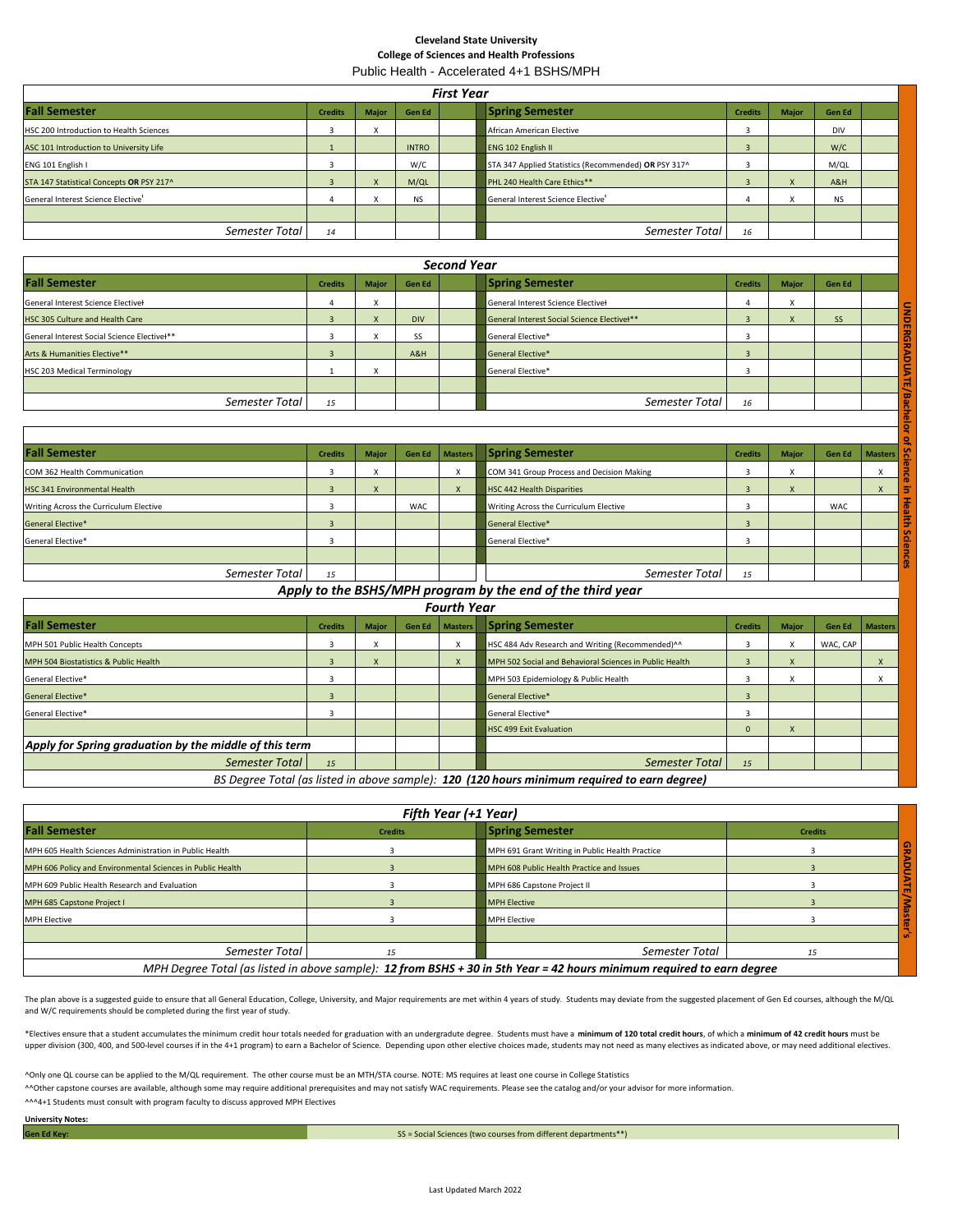**Cleveland State University**

**College of Sciences and Health Professions**

Public Health - Accelerated 4+1 BSHS/MPH

*UNDERGRADUATE/Bachelor of Science in Health Sciences*

### First Year

| Fall Semester | Credits | Major | Gen Ed | | Spring Semester | Credits | Major | Gen Ed | |
|---|---|---|---|---|---|---|---|---|---|
| HSC 200 Introduction to Health Sciences | 3 | X | | | African American Elective | 3 | | DIV | |
| ASC 101 Introduction to University Life | 1 | | INTRO | | ENG 102 English II | 3 | | W/C | |
| ENG 101 English I | 3 | | W/C | | STA 347 Applied Statistics (Recommended) **OR** PSY 317^ | 3 | | M/QL | |
| STA 147 Statistical Concepts **OR** PSY 217^ | 3 | X | M/QL | | PHL 240 Health Care Ethics** | 3 | X | A&H | |
| General Interest Science Elective' | 4 | X | NS | | General Interest Science Elective' | 4 | X | NS | |
| | | | | | | | | | |
| *Semester Total* | *14* | | | | *Semester Total* | *16* | | | |

### Second Year

| Fall Semester | Credits | Major | Gen Ed | | Spring Semester | Credits | Major | Gen Ed | |
|---|---|---|---|---|---|---|---|---|---|
| General Interest Science Elective' | 4 | X | | | General Interest Science Elective' | 4 | X | | |
| HSC 305 Culture and Health Care | 3 | X | DIV | | General Interest Social Science Elective'** | 3 | X | SS | |
| General Interest Social Science Elective'** | 3 | X | SS | | General Elective* | 3 | | | |
| Arts & Humanities Elective** | 3 | | A&H | | General Elective* | 3 | | | |
| HSC 203 Medical Terminology | 1 | X | | | General Elective* | 3 | | | |
| | | | | | | | | | |
| *Semester Total* | *15* | | | | *Semester Total* | *16* | | | |

### Third Year

| Fall Semester | Credits | Major | Gen Ed | Masters | Spring Semester | Credits | Major | Gen Ed | Masters |
|---|---|---|---|---|---|---|---|---|---|
| COM 362 Health Communication | 3 | X | | X | COM 341 Group Process and Decision Making | 3 | X | | X |
| HSC 341 Environmental Health | 3 | X | | X | HSC 442 Health Disparities | 3 | X | | X |
| Writing Across the Curriculum Elective | 3 | | WAC | | Writing Across the Curriculum Elective | 3 | | WAC | |
| General Elective* | 3 | | | | General Elective* | 3 | | | |
| General Elective* | 3 | | | | General Elective* | 3 | | | |
| | | | | | | | | | |
| *Semester Total* | *15* | | | | *Semester Total* | *15* | | | |

***Apply to the BSHS/MPH program by the end of the third year***

### Fourth Year

| Fall Semester | Credits | Major | Gen Ed | Masters | Spring Semester | Credits | Major | Gen Ed | Masters |
|---|---|---|---|---|---|---|---|---|---|
| MPH 501 Public Health Concepts | 3 | X | | X | HSC 484 Adv Research and Writing (Recommended)^^ | 3 | X | WAC, CAP | |
| MPH 504 Biostatistics & Public Health | 3 | X | | X | MPH 502 Social and Behavioral Sciences in Public Health | 3 | X | | X |
| General Elective* | 3 | | | | MPH 503 Epidemiology & Public Health | 3 | X | | X |
| General Elective* | 3 | | | | General Elective* | 3 | | | |
| General Elective* | 3 | | | | General Elective* | 3 | | | |
| | | | | | HSC 499 Exit Evaluation | 0 | X | | |
| ***Apply for Spring graduation by the middle of this term*** | | | | | | | | | |
| *Semester Total* | *15* | | | | *Semester Total* | *15* | | | |

*BS Degree Total (as listed in above sample):* ***120 (120 hours minimum required to earn degree)***

*GRADUATE/Master's*

### Fifth Year (+1 Year)

| Fall Semester | Credits | Spring Semester | Credits |
|---|---|---|---|
| MPH 605 Health Sciences Administration in Public Health | 3 | MPH 691 Grant Writing in Public Health Practice | 3 |
| MPH 606 Policy and Environmental Sciences in Public Health | 3 | MPH 608 Public Health Practice and Issues | 3 |
| MPH 609 Public Health Research and Evaluation | 3 | MPH 686 Capstone Project II | 3 |
| MPH 685 Capstone Project I | 3 | MPH Elective | 3 |
| MPH Elective | 3 | MPH Elective | 3 |
| | | | |
| *Semester Total* | *15* | *Semester Total* | *15* |

*MPH Degree Total (as listed in above sample):* ***12 from BSHS + 30 in 5th Year = 42 hours minimum required to earn degree***

The plan above is a suggested guide to ensure that all General Education, College, University, and Major requirements are met within 4 years of study. Students may deviate from the suggested placement of Gen Ed courses, although the M/QL and W/C requirements should be completed during the first year of study.

*Electives ensure that a student accumulates the minimum credit hour totals needed for graduation with an undergradute degree. Students must have a **minimum of 120 total credit hours**, of which a **minimum of 42 credit hours** must be upper division (300, 400, and 500-level courses if in the 4+1 program) to earn a Bachelor of Science. Depending upon other elective choices made, students may not need as many electives as indicated above, or may need additional electives.

^Only one QL course can be applied to the M/QL requirement. The other course must be an MTH/STA course. NOTE: MS requires at least one course in College Statistics

^^Other capstone courses are available, although some may require additional prerequisites and may not satisfy WAC requirements. Please see the catalog and/or your advisor for more information.

^^^4+1 Students must consult with program faculty to discuss approved MPH Electives

**University Notes:**

| **Gen Ed Key:** | SS = Social Sciences (two courses from different departments**) |
|---|---|

Last Updated March 2022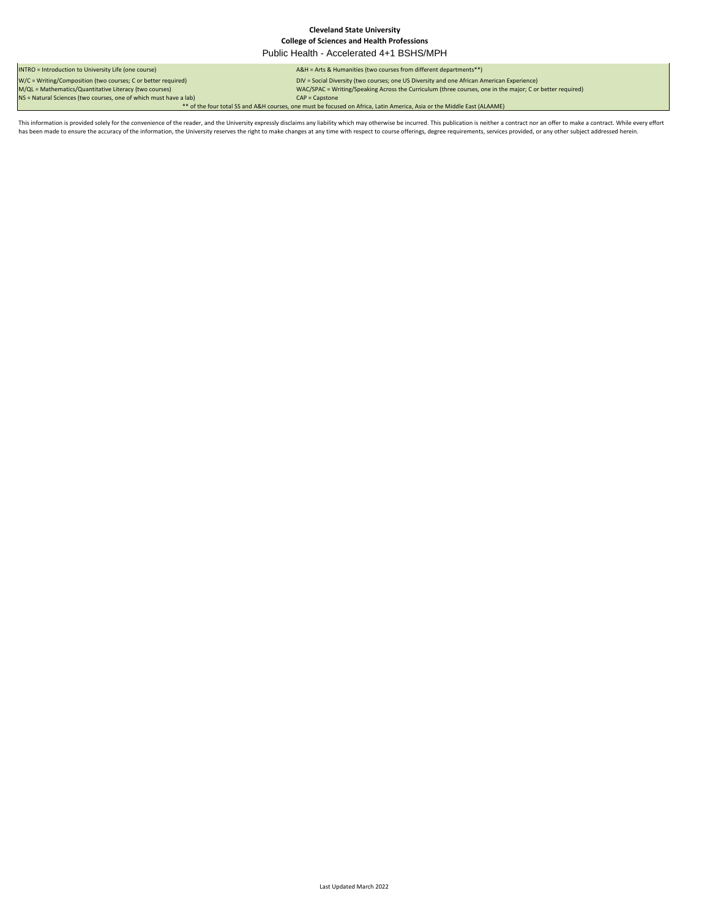**Cleveland State University**

**College of Sciences and Health Professions**

Public Health - Accelerated 4+1 BSHS/MPH

| | |
|---|---|
| INTRO = Introduction to University Life (one course) | A&H = Arts & Humanities (two courses from different departments**) |
| W/C = Writing/Composition (two courses; C or better required) | DIV = Social Diversity (two courses; one US Diversity and one African American Experience) |
| M/QL = Mathematics/Quantitative Literacy (two courses) | WAC/SPAC = Writing/Speaking Across the Curriculum (three courses, one in the major; C or better required) |
| NS = Natural Sciences (two courses, one of which must have a lab) | CAP = Capstone |
| ** of the four total SS and A&H courses, one must be focused on Africa, Latin America, Asia or the Middle East (ALAAME) | |

This information is provided solely for the convenience of the reader, and the University expressly disclaims any liability which may otherwise be incurred. This publication is neither a contract nor an offer to make a contract. While every effort has been made to ensure the accuracy of the information, the University reserves the right to make changes at any time with respect to course offerings, degree requirements, services provided, or any other subject addressed herein.

Last Updated March 2022